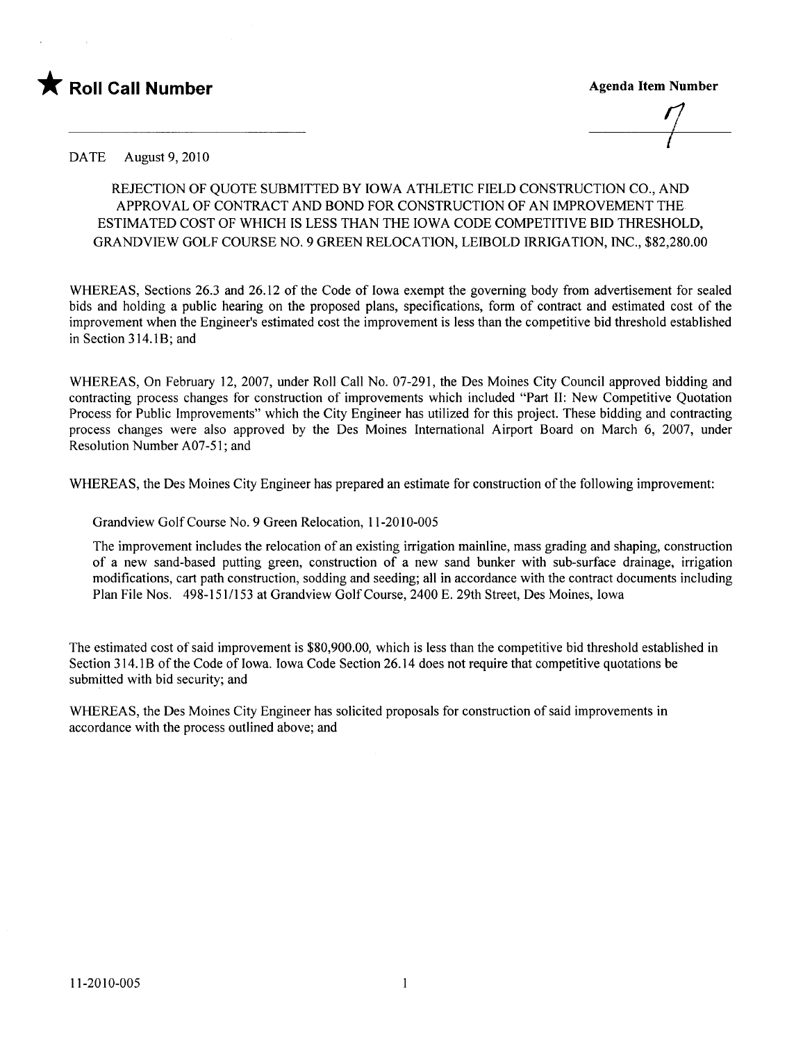★ **Roll Call Number**

**Agenda Item Number**

7

DATE August 9, 2010

REJECTION OF QUOTE SUBMITTED BY IOWA ATHLETIC FIELD CONSTRUCTION CO., AND APPROVAL OF CONTRACT AND BOND FOR CONSTRUCTION OF AN IMPROVEMENT THE ESTIMATED COST OF WHICH IS LESS THAN THE IOWA CODE COMPETITIVE BID THRESHOLD, GRANDVIEW GOLF COURSE NO. 9 GREEN RELOCATION, LEIBOLD IRRIGATION, INC., $82,280.00

WHEREAS, Sections 26.3 and 26.12 of the Code of Iowa exempt the governing body from advertisement for sealed bids and holding a public hearing on the proposed plans, specifications, form of contract and estimated cost of the improvement when the Engineer's estimated cost the improvement is less than the competitive bid threshold established in Section 314.1B; and

WHEREAS, On February 12, 2007, under Roll Call No. 07-291, the Des Moines City Council approved bidding and contracting process changes for construction of improvements which included "Part II: New Competitive Quotation Process for Public Improvements" which the City Engineer has utilized for this project. These bidding and contracting process changes were also approved by the Des Moines International Airport Board on March 6, 2007, under Resolution Number A07-51; and

WHEREAS, the Des Moines City Engineer has prepared an estimate for construction of the following improvement:

Grandview Golf Course No. 9 Green Relocation, 11-2010-005

The improvement includes the relocation of an existing irrigation mainline, mass grading and shaping, construction of a new sand-based putting green, construction of a new sand bunker with sub-surface drainage, irrigation modifications, cart path construction, sodding and seeding; all in accordance with the contract documents including Plan File Nos. 498-151/153 at Grandview Golf Course, 2400 E. 29th Street, Des Moines, Iowa

The estimated cost of said improvement is $80,900.00, which is less than the competitive bid threshold established in Section 314.1B of the Code of Iowa. Iowa Code Section 26.14 does not require that competitive quotations be submitted with bid security; and

WHEREAS, the Des Moines City Engineer has solicited proposals for construction of said improvements in accordance with the process outlined above; and

11-2010-005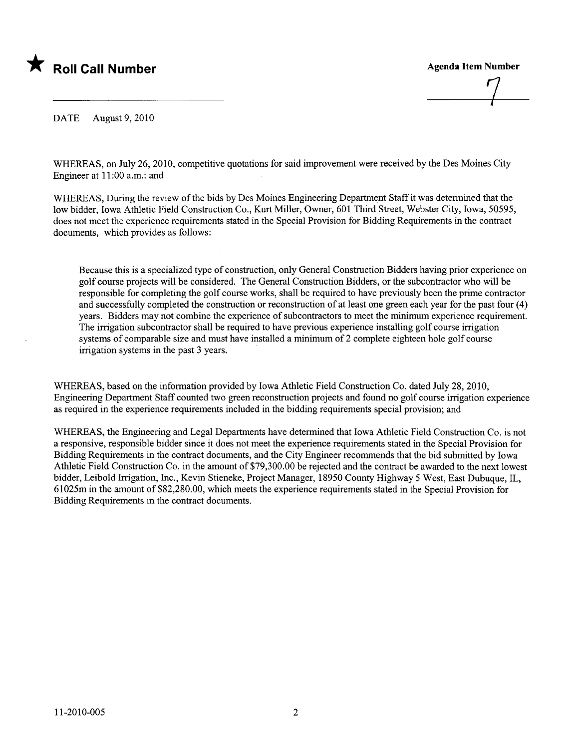★ **Roll Call Number**

**Agenda Item Number**

7

DATE August 9, 2010

WHEREAS, on July 26, 2010, competitive quotations for said improvement were received by the Des Moines City Engineer at 11:00 a.m.: and

WHEREAS, During the review of the bids by Des Moines Engineering Department Staff it was determined that the low bidder, Iowa Athletic Field Construction Co., Kurt Miller, Owner, 601 Third Street, Webster City, Iowa, 50595, does not meet the experience requirements stated in the Special Provision for Bidding Requirements in the contract documents, which provides as follows:

> Because this is a specialized type of construction, only General Construction Bidders having prior experience on golf course projects will be considered. The General Construction Bidders, or the subcontractor who will be responsible for completing the golf course works, shall be required to have previously been the prime contractor and successfully completed the construction or reconstruction of at least one green each year for the past four (4) years. Bidders may not combine the experience of subcontractors to meet the minimum experience requirement. The irrigation subcontractor shall be required to have previous experience installing golf course irrigation systems of comparable size and must have installed a minimum of 2 complete eighteen hole golf course irrigation systems in the past 3 years.

WHEREAS, based on the information provided by Iowa Athletic Field Construction Co. dated July 28, 2010, Engineering Department Staff counted two green reconstruction projects and found no golf course irrigation experience as required in the experience requirements included in the bidding requirements special provision; and

WHEREAS, the Engineering and Legal Departments have determined that Iowa Athletic Field Construction Co. is not a responsive, responsible bidder since it does not meet the experience requirements stated in the Special Provision for Bidding Requirements in the contract documents, and the City Engineer recommends that the bid submitted by Iowa Athletic Field Construction Co. in the amount of $79,300.00 be rejected and the contract be awarded to the next lowest bidder, Leibold Irrigation, Inc., Kevin Stieneke, Project Manager, 18950 County Highway 5 West, East Dubuque, IL, 61025m in the amount of $82,280.00, which meets the experience requirements stated in the Special Provision for Bidding Requirements in the contract documents.

11-2010-005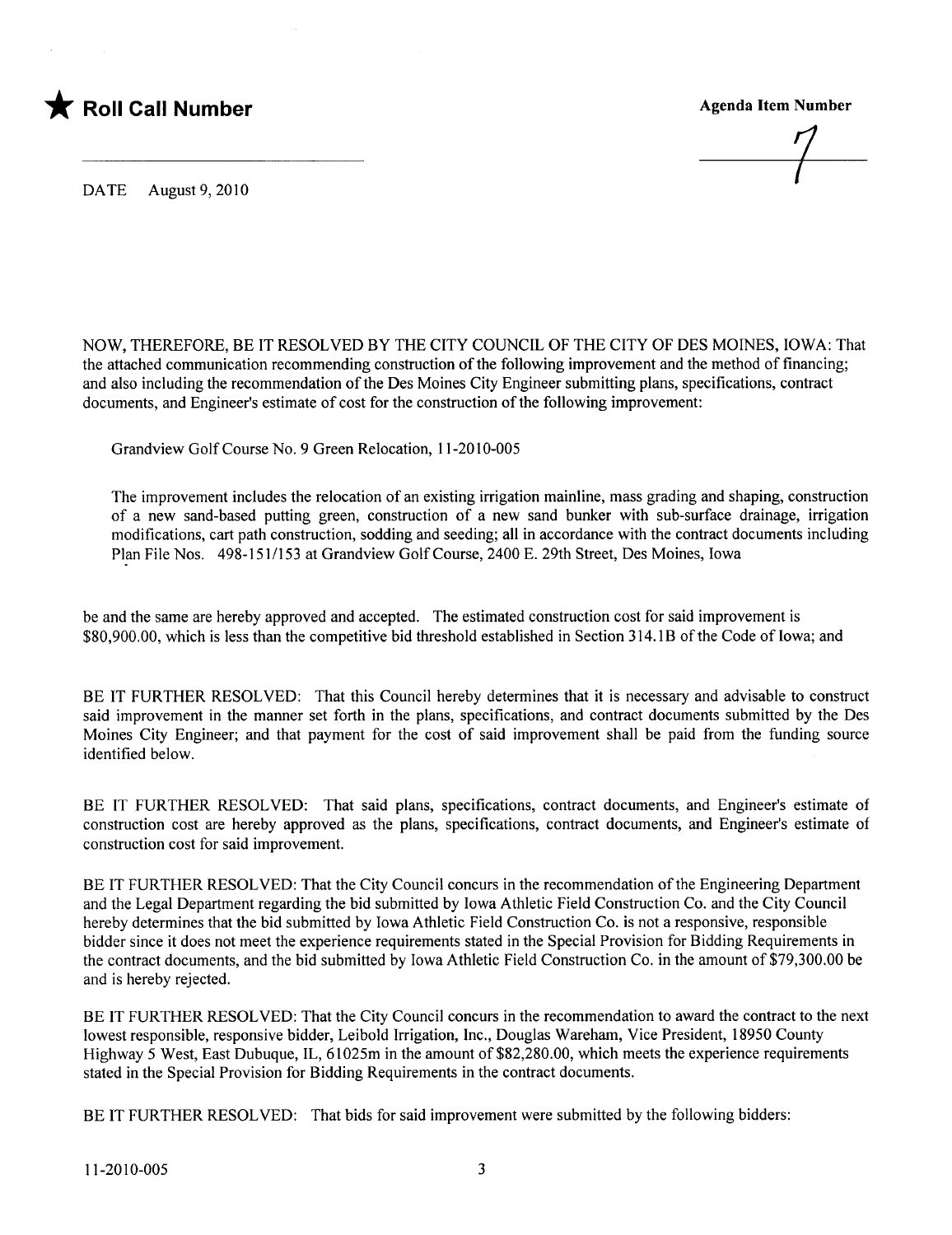★ **Roll Call Number**

**Agenda Item Number**

7

DATE August 9, 2010

NOW, THEREFORE, BE IT RESOLVED BY THE CITY COUNCIL OF THE CITY OF DES MOINES, IOWA: That the attached communication recommending construction of the following improvement and the method of financing; and also including the recommendation of the Des Moines City Engineer submitting plans, specifications, contract documents, and Engineer's estimate of cost for the construction of the following improvement:

Grandview Golf Course No. 9 Green Relocation, 11-2010-005

The improvement includes the relocation of an existing irrigation mainline, mass grading and shaping, construction of a new sand-based putting green, construction of a new sand bunker with sub-surface drainage, irrigation modifications, cart path construction, sodding and seeding; all in accordance with the contract documents including Plan File Nos. 498-151/153 at Grandview Golf Course, 2400 E. 29th Street, Des Moines, Iowa

be and the same are hereby approved and accepted. The estimated construction cost for said improvement is $80,900.00, which is less than the competitive bid threshold established in Section 314.1B of the Code of Iowa; and

BE IT FURTHER RESOLVED: That this Council hereby determines that it is necessary and advisable to construct said improvement in the manner set forth in the plans, specifications, and contract documents submitted by the Des Moines City Engineer; and that payment for the cost of said improvement shall be paid from the funding source identified below.

BE IT FURTHER RESOLVED: That said plans, specifications, contract documents, and Engineer's estimate of construction cost are hereby approved as the plans, specifications, contract documents, and Engineer's estimate of construction cost for said improvement.

BE IT FURTHER RESOLVED: That the City Council concurs in the recommendation of the Engineering Department and the Legal Department regarding the bid submitted by Iowa Athletic Field Construction Co. and the City Council hereby determines that the bid submitted by Iowa Athletic Field Construction Co. is not a responsive, responsible bidder since it does not meet the experience requirements stated in the Special Provision for Bidding Requirements in the contract documents, and the bid submitted by Iowa Athletic Field Construction Co. in the amount of $79,300.00 be and is hereby rejected.

BE IT FURTHER RESOLVED: That the City Council concurs in the recommendation to award the contract to the next lowest responsible, responsive bidder, Leibold Irrigation, Inc., Douglas Wareham, Vice President, 18950 County Highway 5 West, East Dubuque, IL, 61025m in the amount of $82,280.00, which meets the experience requirements stated in the Special Provision for Bidding Requirements in the contract documents.

BE IT FURTHER RESOLVED: That bids for said improvement were submitted by the following bidders:

11-2010-005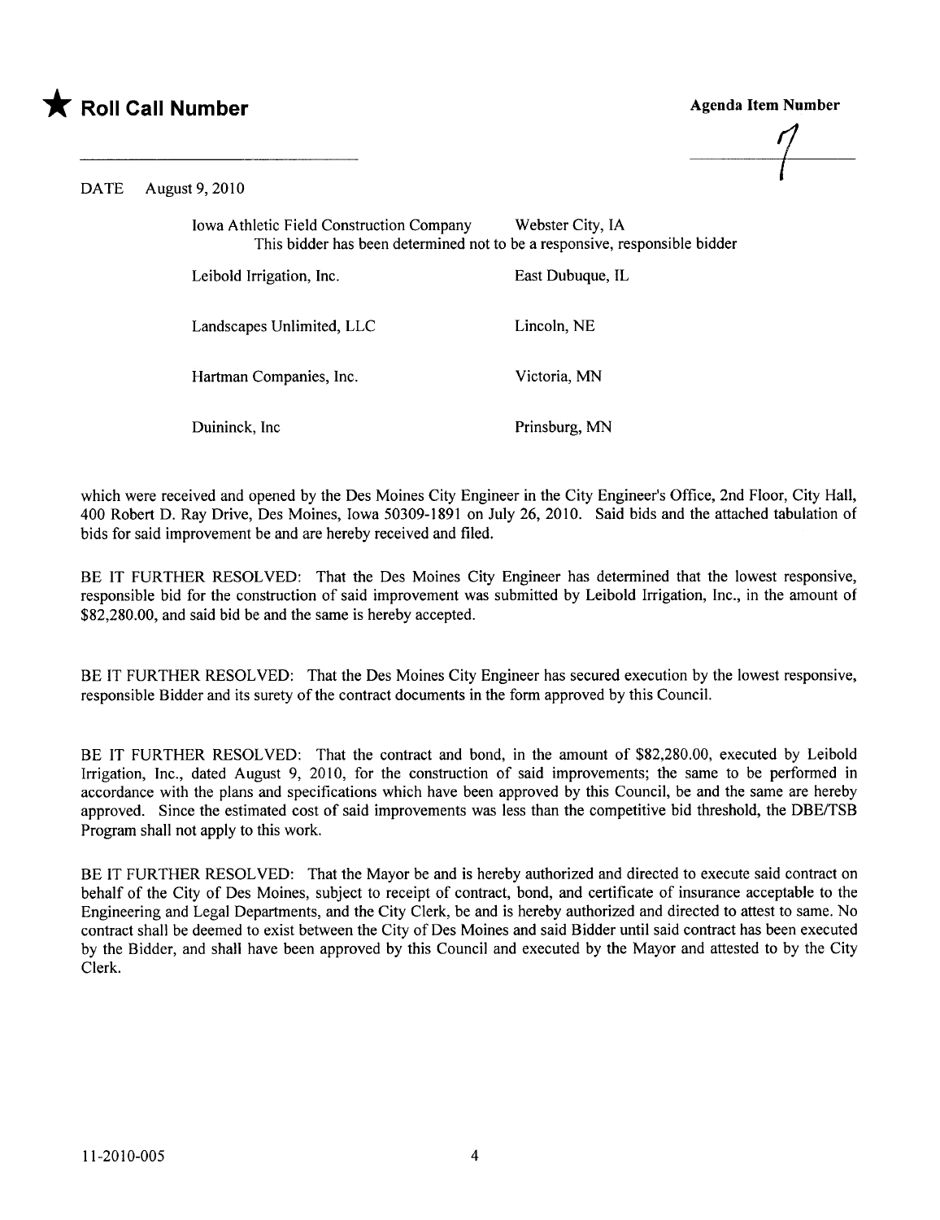★ **Roll Call Number**

**Agenda Item Number**

7

DATE August 9, 2010

| | |
|---|---|
| Iowa Athletic Field Construction Company | Webster City, IA |
| This bidder has been determined not to be a responsive, responsible bidder | |
| Leibold Irrigation, Inc. | East Dubuque, IL |
| Landscapes Unlimited, LLC | Lincoln, NE |
| Hartman Companies, Inc. | Victoria, MN |
| Duininck, Inc | Prinsburg, MN |

which were received and opened by the Des Moines City Engineer in the City Engineer's Office, 2nd Floor, City Hall, 400 Robert D. Ray Drive, Des Moines, Iowa 50309-1891 on July 26, 2010. Said bids and the attached tabulation of bids for said improvement be and are hereby received and filed.

BE IT FURTHER RESOLVED: That the Des Moines City Engineer has determined that the lowest responsive, responsible bid for the construction of said improvement was submitted by Leibold Irrigation, Inc., in the amount of $82,280.00, and said bid be and the same is hereby accepted.

BE IT FURTHER RESOLVED: That the Des Moines City Engineer has secured execution by the lowest responsive, responsible Bidder and its surety of the contract documents in the form approved by this Council.

BE IT FURTHER RESOLVED: That the contract and bond, in the amount of $82,280.00, executed by Leibold Irrigation, Inc., dated August 9, 2010, for the construction of said improvements; the same to be performed in accordance with the plans and specifications which have been approved by this Council, be and the same are hereby approved. Since the estimated cost of said improvements was less than the competitive bid threshold, the DBE/TSB Program shall not apply to this work.

BE IT FURTHER RESOLVED: That the Mayor be and is hereby authorized and directed to execute said contract on behalf of the City of Des Moines, subject to receipt of contract, bond, and certificate of insurance acceptable to the Engineering and Legal Departments, and the City Clerk, be and is hereby authorized and directed to attest to same. No contract shall be deemed to exist between the City of Des Moines and said Bidder until said contract has been executed by the Bidder, and shall have been approved by this Council and executed by the Mayor and attested to by the City Clerk.

11-2010-005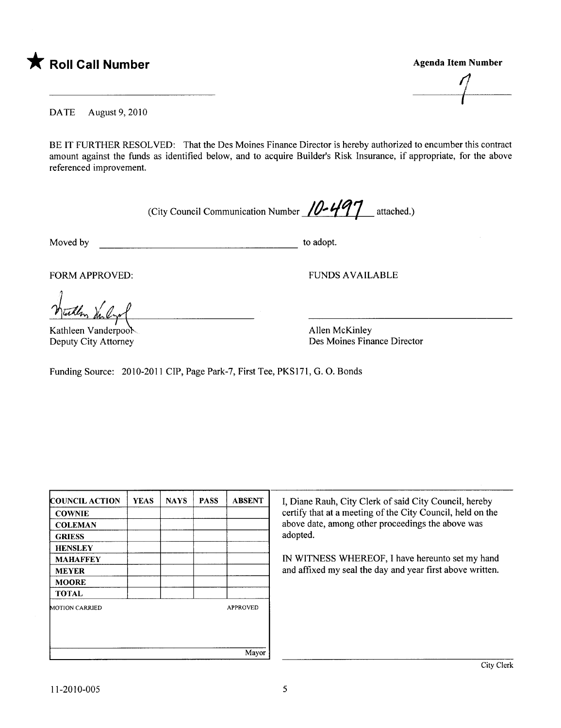★ **Roll Call Number**

**Agenda Item Number**

7

DATE August 9, 2010

BE IT FURTHER RESOLVED: That the Des Moines Finance Director is hereby authorized to encumber this contract amount against the funds as identified below, and to acquire Builder's Risk Insurance, if appropriate, for the above referenced improvement.

(City Council Communication Number 10-497 attached.)

Moved by ______________________________ to adopt.

FORM APPROVED:

Kathleen Vanderpool
Deputy City Attorney

FUNDS AVAILABLE

Allen McKinley
Des Moines Finance Director

Funding Source: 2010-2011 CIP, Page Park-7, First Tee, PKS171, G. O. Bonds

| COUNCIL ACTION | YEAS | NAYS | PASS | ABSENT |
|---|---|---|---|---|
| COWNIE | | | | |
| COLEMAN | | | | |
| GRIESS | | | | |
| HENSLEY | | | | |
| MAHAFFEY | | | | |
| MEYER | | | | |
| MOORE | | | | |
| TOTAL | | | | |
| MOTION CARRIED | | | | APPROVED |
| | | | | Mayor |

I, Diane Rauh, City Clerk of said City Council, hereby certify that at a meeting of the City Council, held on the above date, among other proceedings the above was adopted.

IN WITNESS WHEREOF, I have hereunto set my hand and affixed my seal the day and year first above written.

City Clerk

11-2010-005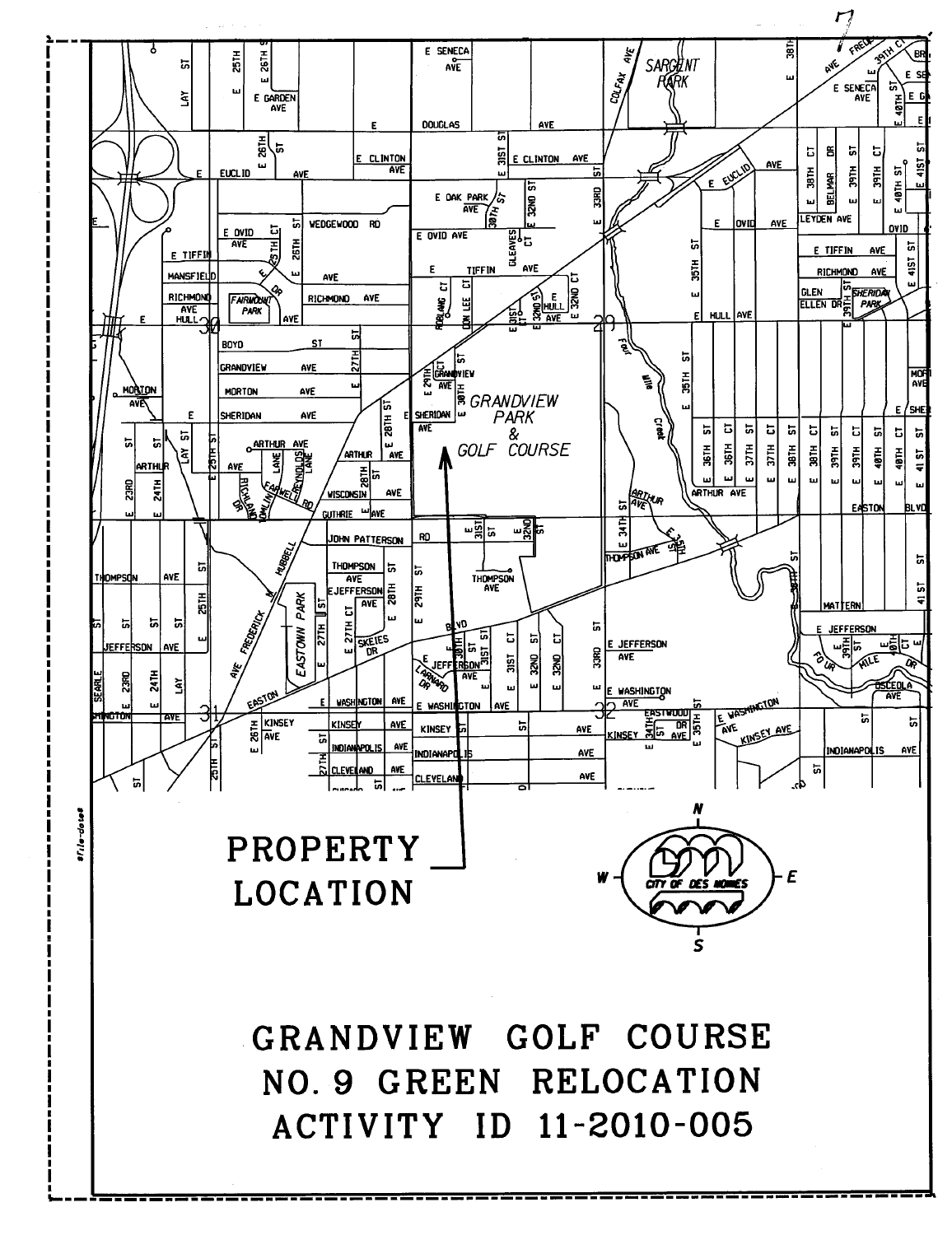PROPERTY LOCATION

GRANDVIEW PARK & GOLF COURSE

# GRANDVIEW GOLF COURSE NO. 9 GREEN RELOCATION ACTIVITY ID 11-2010-005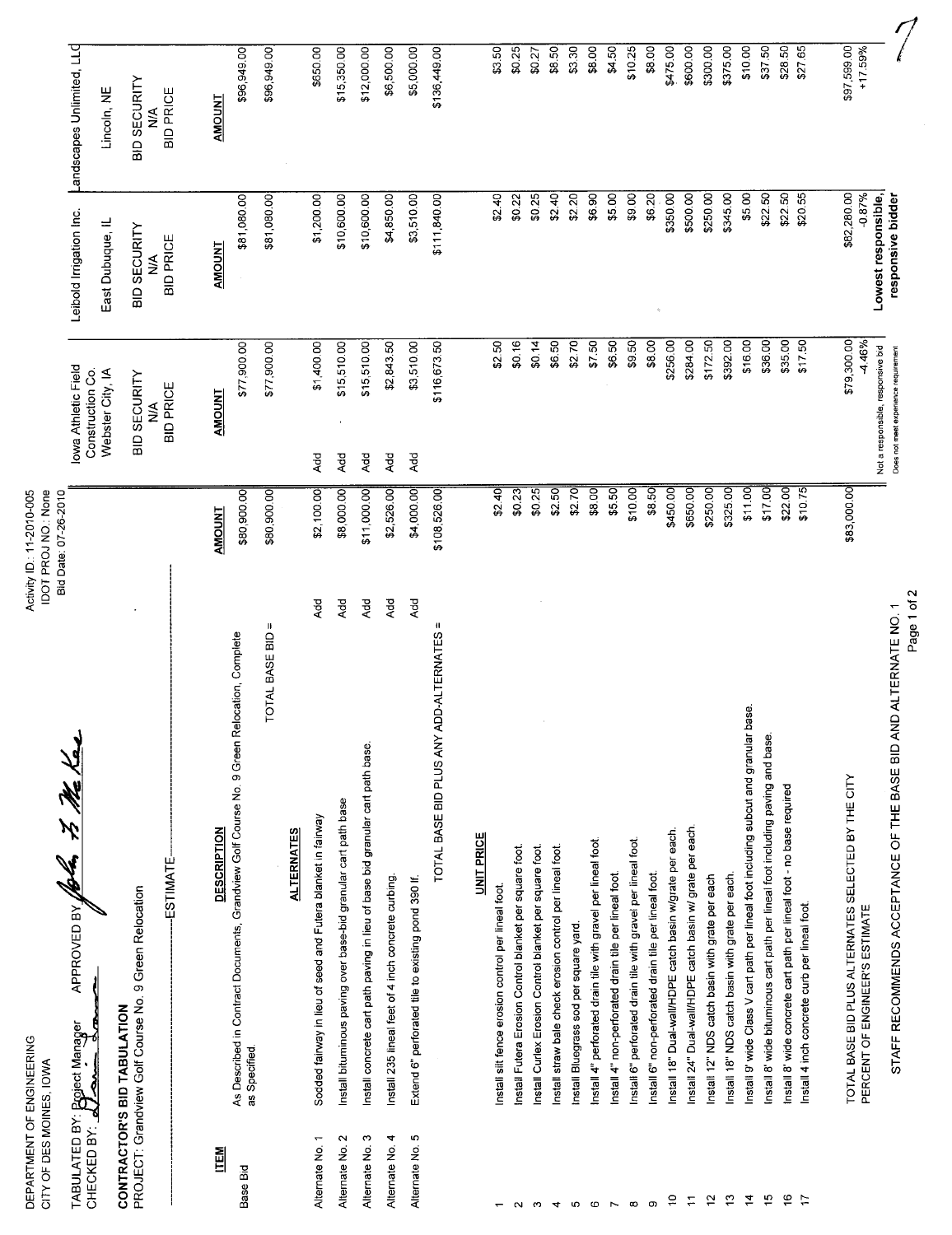DEPARTMENT OF ENGINEERING
CITY OF DES MOINES, IOWA

Activity ID: 11-2010-005
IDOT PROJ NO.: None
Bid Date: 07-26-2010

TABULATED BY: Project Manager APPROVED BY: John T. McKee
CHECKED BY: [signature]

**CONTRACTOR'S BID TABULATION**
PROJECT: Grandview Golf Course No. 9 Green Relocation

| ITEM | DESCRIPTION | | ESTIMATE AMOUNT | | Iowa Athletic Field Construction Co. Webster City, IA — BID SECURITY N/A — BID PRICE AMOUNT | Leibold Irrigation Inc. East Dubuque, IL — BID SECURITY N/A — BID PRICE AMOUNT | Landscapes Unlimited, LLC Lincoln, NE — BID SECURITY N/A — BID PRICE AMOUNT |
|---|---|---|---|---|---|---|---|
| Base Bid | As Described in Contract Documents, Grandview Golf Course No. 9 Green Relocation, Complete as Specified. | | $80,900.00 | | $77,900.00 | $81,080.00 | $96,949.00 |
| | TOTAL BASE BID = | | $80,900.00 | | $77,900.00 | $81,080.00 | $96,949.00 |
| | **ALTERNATES** | | | | | | |
| Alternate No. 1 | Sodded fairway in lieu of seed and Futera blanket in fairway | Add | $2,100.00 | Add | $1,400.00 | $1,200.00 | $650.00 |
| Alternate No. 2 | Install bituminous paving over base-bid granular cart path base | Add | $8,000.00 | Add | $15,510.00 | $10,600.00 | $15,350.00 |
| Alternate No. 3 | Install concrete cart path paving in lieu of base bid granular cart path base. | Add | $11,000.00 | Add | $15,510.00 | $10,600.00 | $12,000.00 |
| Alternate No. 4 | Install 235 lineal feet of 4 inch concrete curbing. | Add | $2,526.00 | Add | $2,843.50 | $4,850.00 | $6,500.00 |
| Alternate No. 5 | Extend 6" perforated tile to existing pond 390 lf. | Add | $4,000.00 | Add | $3,510.00 | $3,510.00 | $5,000.00 |
| | TOTAL BASE BID PLUS ANY ADD-ALTERNATES = | | $108,526.00 | | $116,673.50 | $111,840.00 | $136,449.00 |
| | **UNIT PRICE** | | | | | | |
| 1 | Install silt fence erosion control per lineal foot. | | $2.40 | | $2.50 | $2.40 | $3.50 |
| 2 | Install Futera Erosion Control blanket per square foot. | | $0.23 | | $0.16 | $0.22 | $0.25 |
| 3 | Install Curlex Erosion Control blanket per square foot. | | $0.25 | | $0.14 | $0.25 | $0.27 |
| 4 | Install straw bale check erosion control per lineal foot. | | $2.50 | | $6.50 | $2.40 | $8.50 |
| 5 | Install Bluegrass sod per square yard. | | $2.70 | | $2.70 | $2.20 | $3.30 |
| 6 | Install 4" perforated drain tile with gravel per lineal foot. | | $8.00 | | $7.50 | $6.90 | $8.00 |
| 7 | Install 4" non-perforated drain tile per lineal foot. | | $5.50 | | $6.50 | $5.00 | $4.50 |
| 8 | Install 6" perforated drain tile with gravel per lineal foot. | | $10.00 | | $9.50 | $9.00 | $10.25 |
| 9 | Install 6" non-perforated drain tile per lineal foot. | | $8.50 | | $8.00 | $6.20 | $8.00 |
| 10 | Install 18" Dual-wall/HDPE catch basin w/grate per each. | | $450.00 | | $256.00 | $350.00 | $475.00 |
| 11 | Install 24" Dual-wall/HDPE catch basin w/ grate per each. | | $650.00 | | $284.00 | $500.00 | $600.00 |
| 12 | Install 12" NDS catch basin with grate per each | | $250.00 | | $172.50 | $250.00 | $300.00 |
| 13 | Install 18" NDS catch basin with grate per each. | | $325.00 | | $392.00 | $345.00 | $375.00 |
| 14 | Install 9' wide Class V cart path per lineal foot including subcut and granular base. | | $11.00 | | $16.00 | $5.00 | $10.00 |
| 15 | Install 8' wide bituminous cart path per lineal foot including paving and base. | | $17.00 | | $36.00 | $22.50 | $37.50 |
| 16 | Install 8' wide concrete cart path per lineal foot - no base required | | $22.00 | | $35.00 | $22.50 | $28.50 |
| 17 | Install 4 inch concrete curb per lineal foot. | | $10.75 | | $17.50 | $20.55 | $27.65 |
| | TOTAL BASE BID PLUS ALTERNATES SELECTED BY THE CITY | | $83,000.00 | | $79,300.00 | $82,280.00 | $97,599.00 |
| | PERCENT OF ENGINEER'S ESTIMATE | | | | -4.46% | -0.87% | +17.59% |
| | | | | | Not a responsible, responsive bid. Does not meet experience requirement | **Lowest responsible, responsive bidder** | |

STAFF RECOMMENDS ACCEPTANCE OF THE BASE BID AND ALTERNATE NO. 1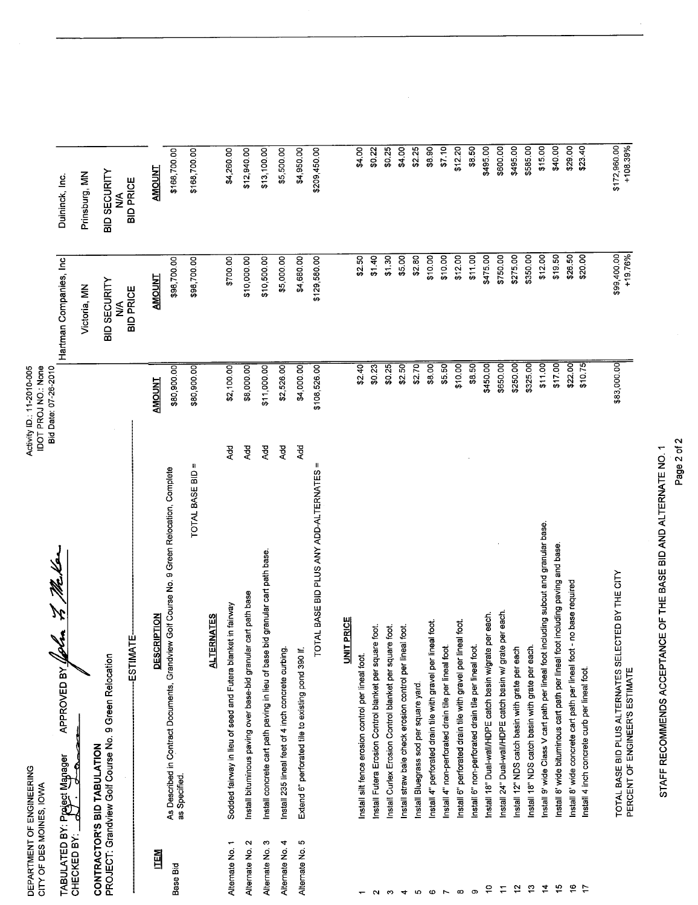DEPARTMENT OF ENGINEERING
CITY OF DES MOINES, IOWA

Activity ID.: 11-2010-005
IDOT PROJ NO.: None
Bid Date: 07-26-2010

TABULATED BY: Project Manager APPROVED BY: John T. McKay
CHECKED BY: D. Lowe

**CONTRACTOR'S BID TABULATION**
PROJECT: Grandview Golf Course No. 9 Green Relocation

| ITEM | DESCRIPTION | | ESTIMATE AMOUNT | Hartman Companies, Inc Victoria, MN BID SECURITY N/A BID PRICE AMOUNT | Duininck, Inc. Prinsburg, MN BID SECURITY N/A BID PRICE AMOUNT |
|---|---|---|---|---|---|
| Base Bid | As Described in Contract Documents, Grandview Golf Course No. 9 Green Relocation, Complete as Specified. | | $80,900.00 | $98,700.00 | $168,700.00 |
| | TOTAL BASE BID = | | $80,900.00 | $98,700.00 | $168,700.00 |
| | **ALTERNATES** | | | | |
| Alternate No. 1 | Sodded fairway in lieu of seed and Futera blanket in fairway | Add | $2,100.00 | $700.00 | $4,260.00 |
| Alternate No. 2 | Install bituminous paving over base-bid granular cart path base | Add | $8,000.00 | $10,000.00 | $12,940.00 |
| Alternate No. 3 | Install concrete cart path paving in lieu of base bid granular cart path base. | Add | $11,000.00 | $10,500.00 | $13,100.00 |
| Alternate No. 4 | Install 235 lineal feet of 4 inch concrete curbing. | Add | $2,526.00 | $5,000.00 | $5,500.00 |
| Alternate No. 5 | Extend 6" perforated tile to existing pond 390 lf. | Add | $4,000.00 | $4,680.00 | $4,950.00 |
| | TOTAL BASE BID PLUS ANY ADD-ALTERNATES = | | $108,526.00 | $129,580.00 | $209,450.00 |
| | **UNIT PRICE** | | | | |
| 1 | Install silt fence erosion control per lineal foot. | | $2.40 | $2.50 | $4.00 |
| 2 | Install Futera Erosion Control blanket per square foot. | | $0.23 | $1.40 | $0.22 |
| 3 | Install Curlex Erosion Control blanket per square foot. | | $0.25 | $1.30 | $0.25 |
| 4 | Install straw bale check erosion control per lineal foot. | | $2.50 | $5.00 | $4.00 |
| 5 | Install Bluegrass sod per square yard. | | $2.70 | $2.80 | $2.25 |
| 6 | Install 4" perforated drain tile with gravel per lineal foot. | | $8.00 | $10.00 | $8.90 |
| 7 | Install 4" non-perforated drain tile per lineal foot. | | $5.50 | $10.00 | $7.10 |
| 8 | Install 6" perforated drain tile with gravel per lineal foot. | | $10.00 | $12.00 | $12.20 |
| 9 | Install 6" non-perforated drain tile per lineal foot. | | $8.50 | $11.00 | $8.50 |
| 10 | Install 18" Dual-wall/HDPE catch basin w/grate per each. | | $450.00 | $475.00 | $495.00 |
| 11 | Install 24" Dual-wall/HDPE catch basin w/ grate per each. | | $650.00 | $750.00 | $600.00 |
| 12 | Install 12" NDS catch basin with grate per each | | $250.00 | $275.00 | $495.00 |
| 13 | Install 18" NDS catch basin with grate per each. | | $325.00 | $350.00 | $585.00 |
| 14 | Install 9' wide Class V cart path per lineal foot including subcut and granular base. | | $11.00 | $12.00 | $15.00 |
| 15 | Install 8' wide bituminous cart path per lineal foot including paving and base. | | $17.00 | $19.50 | $40.00 |
| 16 | Install 8' wide concrete cart path per lineal foot - no base required | | $22.00 | $26.50 | $29.00 |
| 17 | Install 4 inch concrete curb per lineal foot. | | $10.75 | $20.00 | $23.40 |
| | TOTAL BASE BID PLUS ALTERNATES SELECTED BY THE CITY | | $83,000.00 | $99,400.00 | $172,960.00 |
| | PERCENT OF ENGINEER'S ESTIMATE | | | +19.76% | +108.39% |

STAFF RECOMMENDS ACCEPTANCE OF THE BASE BID AND ALTERNATE NO. 1